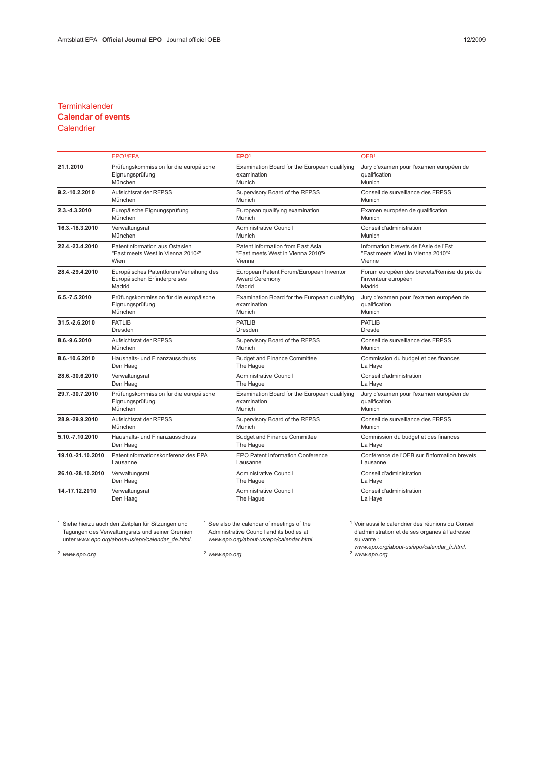# Terminkalender
# **Calendar of events**
# Calendrier

| | EPO[1]/EPA | EPO[1] | OEB[1] |
|---|---|---|---|
| **21.1.2010** | Prüfungskommission für die europäische Eignungsprüfung<br>München | Examination Board for the European qualifying examination<br>Munich | Jury d'examen pour l'examen européen de qualification<br>Munich |
| **9.2.-10.2.2010** | Aufsichtsrat der RFPSS<br>München | Supervisory Board of the RFPSS<br>Munich | Conseil de surveillance des FRPSS<br>Munich |
| **2.3.-4.3.2010** | Europäische Eignungsprüfung<br>München | European qualifying examination<br>Munich | Examen européen de qualification<br>Munich |
| **16.3.-18.3.2010** | Verwaltungsrat<br>München | Administrative Council<br>Munich | Conseil d'administration<br>Munich |
| **22.4.-23.4.2010** | Patentinformation aus Ostasien<br>"East meets West in Vienna 2010[2]"<br>Wien | Patent information from East Asia<br>"East meets West in Vienna 2010"[2]<br>Vienna | Information brevets de l'Asie de l'Est<br>"East meets West in Vienna 2010"[2]<br>Vienne |
| **28.4.-29.4.2010** | Europäisches Patentforum/Verleihung des Europäischen Erfinderpreises<br>Madrid | European Patent Forum/European Inventor Award Ceremony<br>Madrid | Forum européen des brevets/Remise du prix de l'inventeur européen<br>Madrid |
| **6.5.-7.5.2010** | Prüfungskommission für die europäische Eignungsprüfung<br>München | Examination Board for the European qualifying examination<br>Munich | Jury d'examen pour l'examen européen de qualification<br>Munich |
| **31.5.-2.6.2010** | PATLIB<br>Dresden | PATLIB<br>Dresden | PATLIB<br>Dresde |
| **8.6.-9.6.2010** | Aufsichtsrat der RFPSS<br>München | Supervisory Board of the RFPSS<br>Munich | Conseil de surveillance des FRPSS<br>Munich |
| **8.6.-10.6.2010** | Haushalts- und Finanzausschuss<br>Den Haag | Budget and Finance Committee<br>The Hague | Commission du budget et des finances<br>La Haye |
| **28.6.-30.6.2010** | Verwaltungsrat<br>Den Haag | Administrative Council<br>The Hague | Conseil d'administration<br>La Haye |
| **29.7.-30.7.2010** | Prüfungskommission für die europäische Eignungsprüfung<br>München | Examination Board for the European qualifying examination<br>Munich | Jury d'examen pour l'examen européen de qualification<br>Munich |
| **28.9.-29.9.2010** | Aufsichtsrat der RFPSS<br>München | Supervisory Board of the RFPSS<br>Munich | Conseil de surveillance des FRPSS<br>Munich |
| **5.10.-7.10.2010** | Haushalts- und Finanzausschuss<br>Den Haag | Budget and Finance Committee<br>The Hague | Commission du budget et des finances<br>La Haye |
| **19.10.-21.10.2010** | Patentinformationskonferenz des EPA<br>Lausanne | EPO Patent Information Conference<br>Lausanne | Conférence de l'OEB sur l'information brevets<br>Lausanne |
| **26.10.-28.10.2010** | Verwaltungsrat<br>Den Haag | Administrative Council<br>The Hague | Conseil d'administration<br>La Haye |
| **14.-17.12.2010** | Verwaltungsrat<br>Den Haag | Administrative Council<br>The Hague | Conseil d'administration<br>La Haye |

[1] Siehe hierzu auch den Zeitplan für Sitzungen und Tagungen des Verwaltungsrats und seiner Gremien unter *www.epo.org/about-us/epo/calendar_de.html.*

[2] *www.epo.org*

[1] See also the calendar of meetings of the Administrative Council and its bodies at *www.epo.org/about-us/epo/calendar.html.*

[2] *www.epo.org*

[1] Voir aussi le calendrier des réunions du Conseil d'administration et de ses organes à l'adresse suivante : *www.epo.org/about-us/epo/calendar_fr.html.*

[2] *www.epo.org*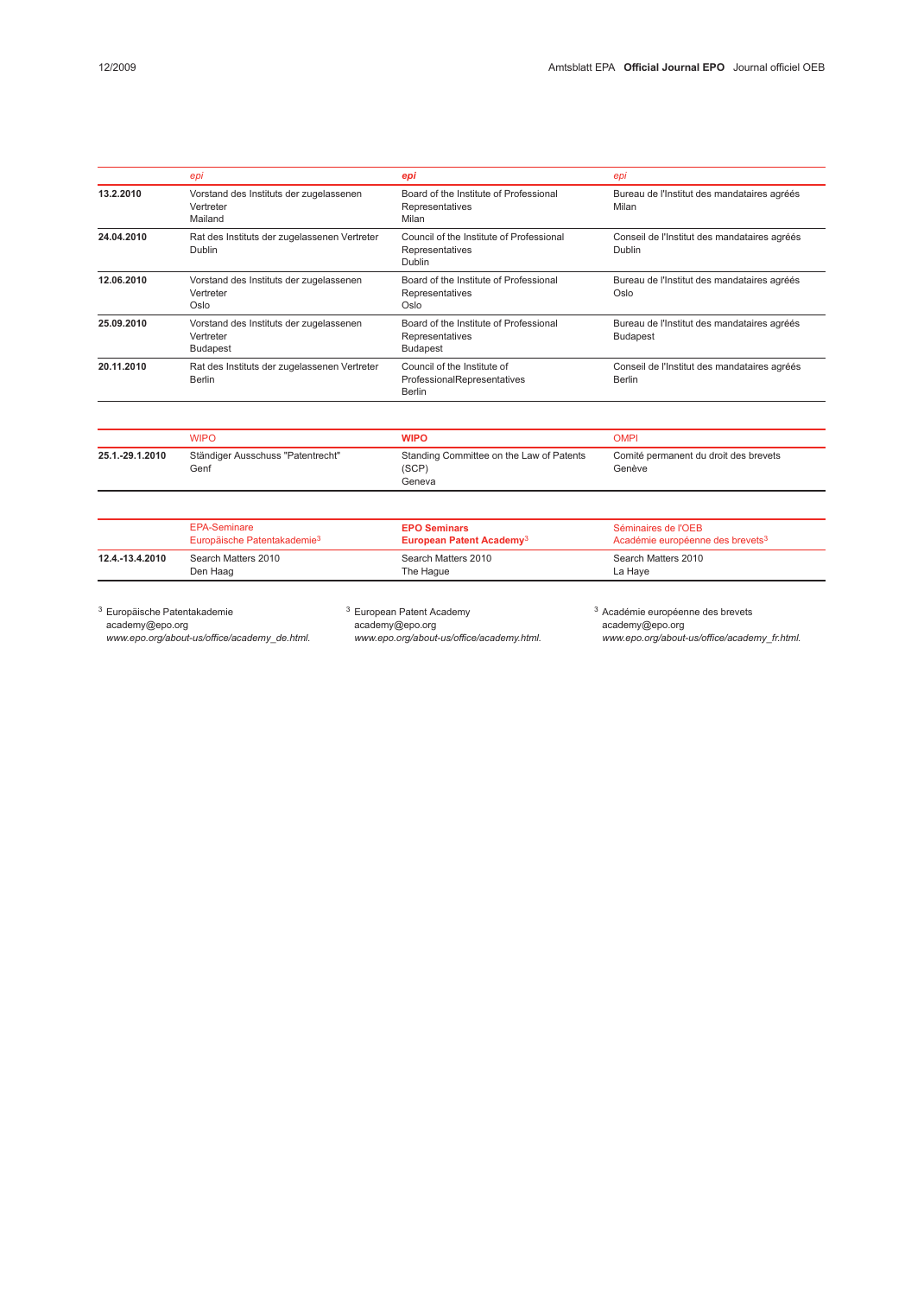| | *epi* | *epi* | *epi* |
|---|---|---|---|
| **13.2.2010** | Vorstand des Instituts der zugelassenen Vertreter Mailand | Board of the Institute of Professional Representatives Milan | Bureau de l'Institut des mandataires agréés Milan |
| **24.04.2010** | Rat des Instituts der zugelassenen Vertreter Dublin | Council of the Institute of Professional Representatives Dublin | Conseil de l'Institut des mandataires agréés Dublin |
| **12.06.2010** | Vorstand des Instituts der zugelassenen Vertreter Oslo | Board of the Institute of Professional Representatives Oslo | Bureau de l'Institut des mandataires agréés Oslo |
| **25.09.2010** | Vorstand des Instituts der zugelassenen Vertreter Budapest | Board of the Institute of Professional Representatives Budapest | Bureau de l'Institut des mandataires agréés Budapest |
| **20.11.2010** | Rat des Instituts der zugelassenen Vertreter Berlin | Council of the Institute of ProfessionalRepresentatives Berlin | Conseil de l'Institut des mandataires agréés Berlin |

| | WIPO | **WIPO** | OMPI |
|---|---|---|---|
| **25.1.-29.1.2010** | Ständiger Ausschuss "Patentrecht" Genf | Standing Committee on the Law of Patents (SCP) Geneva | Comité permanent du droit des brevets Genève |

| | EPA-Seminare Europäische Patentakademie[3] | **EPO Seminars European Patent Academy[3]** | Séminaires de l'OEB Académie européenne des brevets[3] |
|---|---|---|---|
| **12.4.-13.4.2010** | Search Matters 2010 Den Haag | Search Matters 2010 The Hague | Search Matters 2010 La Haye |

[3] Europäische Patentakademie
academy@epo.org
*www.epo.org/about-us/office/academy_de.html.*

[3] European Patent Academy
academy@epo.org
*www.epo.org/about-us/office/academy.html.*

[3] Académie européenne des brevets
academy@epo.org
*www.epo.org/about-us/office/academy_fr.html.*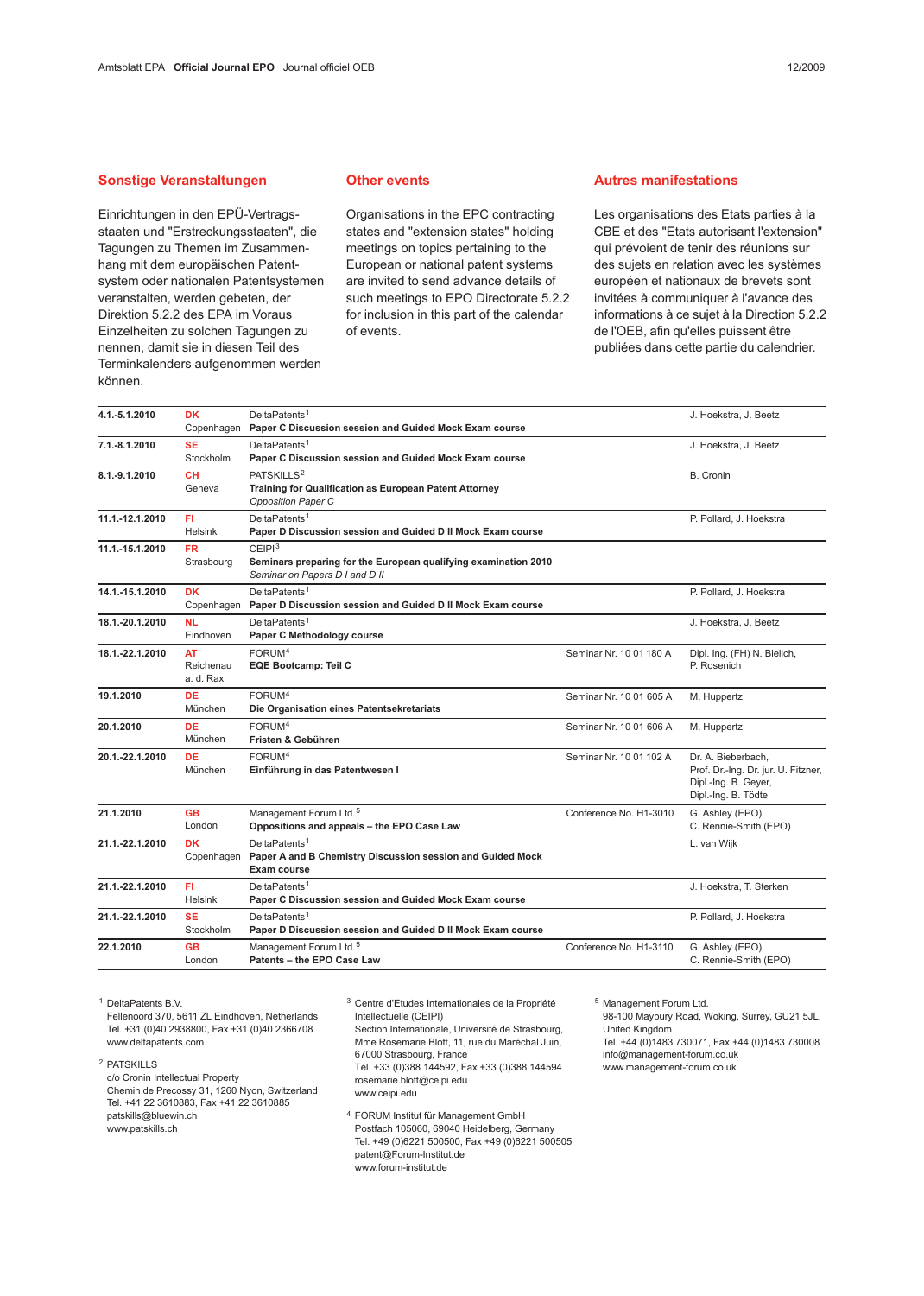## Sonstige Veranstaltungen

Einrichtungen in den EPÜ-Vertragsstaaten und "Erstreckungsstaaten", die Tagungen zu Themen im Zusammenhang mit dem europäischen Patentsystem oder nationalen Patentsystemen veranstalten, werden gebeten, der Direktion 5.2.2 des EPA im Voraus Einzelheiten zu solchen Tagungen zu nennen, damit sie in diesen Teil des Terminkalenders aufgenommen werden können.

## Other events

Organisations in the EPC contracting states and "extension states" holding meetings on topics pertaining to the European or national patent systems are invited to send advance details of such meetings to EPO Directorate 5.2.2 for inclusion in this part of the calendar of events.

## Autres manifestations

Les organisations des Etats parties à la CBE et des "Etats autorisant l'extension" qui prévoient de tenir des réunions sur des sujets en relation avec les systèmes européen et nationaux de brevets sont invitées à communiquer à l'avance des informations à ce sujet à la Direction 5.2.2 de l'OEB, afin qu'elles puissent être publiées dans cette partie du calendrier.

| Date | Place | Event | Reference | Speakers |
|---|---|---|---|---|
| **4.1.-5.1.2010** | **DK** Copenhagen | DeltaPatents[1] **Paper C Discussion session and Guided Mock Exam course** | | J. Hoekstra, J. Beetz |
| **7.1.-8.1.2010** | **SE** Stockholm | DeltaPatents[1] **Paper C Discussion session and Guided Mock Exam course** | | J. Hoekstra, J. Beetz |
| **8.1.-9.1.2010** | **CH** Geneva | PATSKILLS[2] **Training for Qualification as European Patent Attorney** *Opposition Paper C* | | B. Cronin |
| **11.1.-12.1.2010** | **FI** Helsinki | DeltaPatents[1] **Paper D Discussion session and Guided D II Mock Exam course** | | P. Pollard, J. Hoekstra |
| **11.1.-15.1.2010** | **FR** Strasbourg | CEIPI[3] **Seminars preparing for the European qualifying examination 2010** *Seminar on Papers D I and D II* | | |
| **14.1.-15.1.2010** | **DK** Copenhagen | DeltaPatents[1] **Paper D Discussion session and Guided D II Mock Exam course** | | P. Pollard, J. Hoekstra |
| **18.1.-20.1.2010** | **NL** Eindhoven | DeltaPatents[1] **Paper C Methodology course** | | J. Hoekstra, J. Beetz |
| **18.1.-22.1.2010** | **AT** Reichenau a. d. Rax | FORUM[4] **EQE Bootcamp: Teil C** | Seminar Nr. 10 01 180 A | Dipl. Ing. (FH) N. Bielich, P. Rosenich |
| **19.1.2010** | **DE** München | FORUM[4] **Die Organisation eines Patentsekretariats** | Seminar Nr. 10 01 605 A | M. Huppertz |
| **20.1.2010** | **DE** München | FORUM[4] **Fristen & Gebühren** | Seminar Nr. 10 01 606 A | M. Huppertz |
| **20.1.-22.1.2010** | **DE** München | FORUM[4] **Einführung in das Patentwesen I** | Seminar Nr. 10 01 102 A | Dr. A. Bieberbach, Prof. Dr.-Ing. Dr. jur. U. Fitzner, Dipl.-Ing. B. Geyer, Dipl.-Ing. B. Tödte |
| **21.1.2010** | **GB** London | Management Forum Ltd.[5] **Oppositions and appeals – the EPO Case Law** | Conference No. H1-3010 | G. Ashley (EPO), C. Rennie-Smith (EPO) |
| **21.1.-22.1.2010** | **DK** Copenhagen | DeltaPatents[1] **Paper A and B Chemistry Discussion session and Guided Mock Exam course** | | L. van Wijk |
| **21.1.-22.1.2010** | **FI** Helsinki | DeltaPatents[1] **Paper C Discussion session and Guided Mock Exam course** | | J. Hoekstra, T. Sterken |
| **21.1.-22.1.2010** | **SE** Stockholm | DeltaPatents[1] **Paper D Discussion session and Guided D II Mock Exam course** | | P. Pollard, J. Hoekstra |
| **22.1.2010** | **GB** London | Management Forum Ltd.[5] **Patents – the EPO Case Law** | Conference No. H1-3110 | G. Ashley (EPO), C. Rennie-Smith (EPO) |

[1] DeltaPatents B.V.
Fellenoord 370, 5611 ZL Eindhoven, Netherlands
Tel. +31 (0)40 2938800, Fax +31 (0)40 2366708
www.deltapatents.com

[2] PATSKILLS
c/o Cronin Intellectual Property
Chemin de Precossy 31, 1260 Nyon, Switzerland
Tel. +41 22 3610883, Fax +41 22 3610885
patskills@bluewin.ch
www.patskills.ch

[3] Centre d'Etudes Internationales de la Propriété Intellectuelle (CEIPI)
Section Internationale, Université de Strasbourg,
Mme Rosemarie Blott, 11, rue du Maréchal Juin,
67000 Strasbourg, France
Tél. +33 (0)388 144592, Fax +33 (0)388 144594
rosemarie.blott@ceipi.edu
www.ceipi.edu

[4] FORUM Institut für Management GmbH
Postfach 105060, 69040 Heidelberg, Germany
Tel. +49 (0)6221 500500, Fax +49 (0)6221 500505
patent@Forum-Institut.de
www.forum-institut.de

[5] Management Forum Ltd.
98-100 Maybury Road, Woking, Surrey, GU21 5JL, United Kingdom
Tel. +44 (0)1483 730071, Fax +44 (0)1483 730008
info@management-forum.co.uk
www.management-forum.co.uk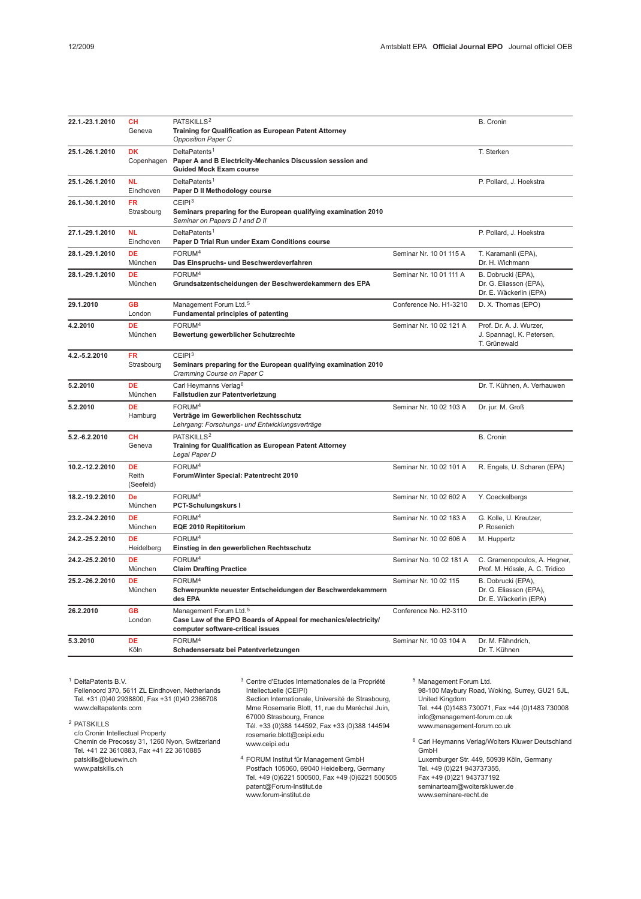| | | | | |
|---|---|---|---|---|
| **22.1.-23.1.2010** | **CH** Geneva | PATSKILLS[2] **Training for Qualification as European Patent Attorney** *Opposition Paper C* | | B. Cronin |
| **25.1.-26.1.2010** | **DK** Copenhagen | DeltaPatents[1] **Paper A and B Electricity-Mechanics Discussion session and Guided Mock Exam course** | | T. Sterken |
| **25.1.-26.1.2010** | **NL** Eindhoven | DeltaPatents[1] **Paper D II Methodology course** | | P. Pollard, J. Hoekstra |
| **26.1.-30.1.2010** | **FR** Strasbourg | CEIPI[3] **Seminars preparing for the European qualifying examination 2010** *Seminar on Papers D I and D II* | | |
| **27.1.-29.1.2010** | **NL** Eindhoven | DeltaPatents[1] **Paper D Trial Run under Exam Conditions course** | | P. Pollard, J. Hoekstra |
| **28.1.-29.1.2010** | **DE** München | FORUM[4] **Das Einspruchs- und Beschwerdeverfahren** | Seminar Nr. 10 01 115 A | T. Karamanli (EPA), Dr. H. Wichmann |
| **28.1.-29.1.2010** | **DE** München | FORUM[4] **Grundsatzentscheidungen der Beschwerdekammern des EPA** | Seminar Nr. 10 01 111 A | B. Dobrucki (EPA), Dr. G. Eliasson (EPA), Dr. E. Wäckerlin (EPA) |
| **29.1.2010** | **GB** London | Management Forum Ltd.[5] **Fundamental principles of patenting** | Conference No. H1-3210 | D. X. Thomas (EPO) |
| **4.2.2010** | **DE** München | FORUM[4] **Bewertung gewerblicher Schutzrechte** | Seminar Nr. 10 02 121 A | Prof. Dr. A. J. Wurzer, J. Spannagl, K. Petersen, T. Grünewald |
| **4.2.-5.2.2010** | **FR** Strasbourg | CEIPI[3] **Seminars preparing for the European qualifying examination 2010** *Cramming Course on Paper C* | | |
| **5.2.2010** | **DE** München | Carl Heymanns Verlag[6] **Fallstudien zur Patentverletzung** | | Dr. T. Kühnen, A. Verhauwen |
| **5.2.2010** | **DE** Hamburg | FORUM[4] **Verträge im Gewerblichen Rechtsschutz** *Lehrgang: Forschungs- und Entwicklungsverträge* | Seminar Nr. 10 02 103 A | Dr. jur. M. Groß |
| **5.2.-6.2.2010** | **CH** Geneva | PATSKILLS[2] **Training for Qualification as European Patent Attorney** *Legal Paper D* | | B. Cronin |
| **10.2.-12.2.2010** | **DE** Reith (Seefeld) | FORUM[4] **ForumWinter Special: Patentrecht 2010** | Seminar Nr. 10 02 101 A | R. Engels, U. Scharen (EPA) |
| **18.2.-19.2.2010** | **De** München | FORUM[4] **PCT-Schulungskurs I** | Seminar Nr. 10 02 602 A | Y. Coeckelbergs |
| **23.2.-24.2.2010** | **DE** München | FORUM[4] **EQE 2010 Repititorium** | Seminar Nr. 10 02 183 A | G. Kolle, U. Kreutzer, P. Rosenich |
| **24.2.-25.2.2010** | **DE** Heidelberg | FORUM[4] **Einstieg in den gewerblichen Rechtsschutz** | Seminar Nr. 10 02 606 A | M. Huppertz |
| **24.2.-25.2.2010** | **DE** München | FORUM[4] **Claim Drafting Practice** | Seminar No. 10 02 181 A | C. Gramenopoulos, A. Hegner, Prof. M. Hössle, A. C. Tridico |
| **25.2.-26.2.2010** | **DE** München | FORUM[4] **Schwerpunkte neuester Entscheidungen der Beschwerdekammern des EPA** | Seminar Nr. 10 02 115 | B. Dobrucki (EPA), Dr. G. Eliasson (EPA), Dr. E. Wäckerlin (EPA) |
| **26.2.2010** | **GB** London | Management Forum Ltd.[5] **Case Law of the EPO Boards of Appeal for mechanics/electricity/ computer software-critical issues** | Conference No. H2-3110 | |
| **5.3.2010** | **DE** Köln | FORUM[4] **Schadensersatz bei Patentverletzungen** | Seminar Nr. 10 03 104 A | Dr. M. Fähndrich, Dr. T. Kühnen |

[1] DeltaPatents B.V.
Fellenoord 370, 5611 ZL Eindhoven, Netherlands
Tel. +31 (0)40 2938800, Fax +31 (0)40 2366708
www.deltapatents.com

[2] PATSKILLS
c/o Cronin Intellectual Property
Chemin de Precossy 31, 1260 Nyon, Switzerland
Tel. +41 22 3610883, Fax +41 22 3610885
patskills@bluewin.ch
www.patskills.ch

[3] Centre d'Etudes Internationales de la Propriété Intellectuelle (CEIPI)
Section Internationale, Université de Strasbourg, Mme Rosemarie Blott, 11, rue du Maréchal Juin, 67000 Strasbourg, France
Tél. +33 (0)388 144592, Fax +33 (0)388 144594
rosemarie.blott@ceipi.edu
www.ceipi.edu

[4] FORUM Institut für Management GmbH
Postfach 105060, 69040 Heidelberg, Germany
Tel. +49 (0)6221 500500, Fax +49 (0)6221 500505
patent@Forum-Institut.de
www.forum-institut.de

[5] Management Forum Ltd.
98-100 Maybury Road, Woking, Surrey, GU21 5JL, United Kingdom
Tel. +44 (0)1483 730071, Fax +44 (0)1483 730008
info@management-forum.co.uk
www.management-forum.co.uk

[6] Carl Heymanns Verlag/Wolters Kluwer Deutschland GmbH
Luxemburger Str. 449, 50939 Köln, Germany
Tel. +49 (0)221 943737355,
Fax +49 (0)221 943737192
seminarteam@wolterskluwer.de
www.seminare-recht.de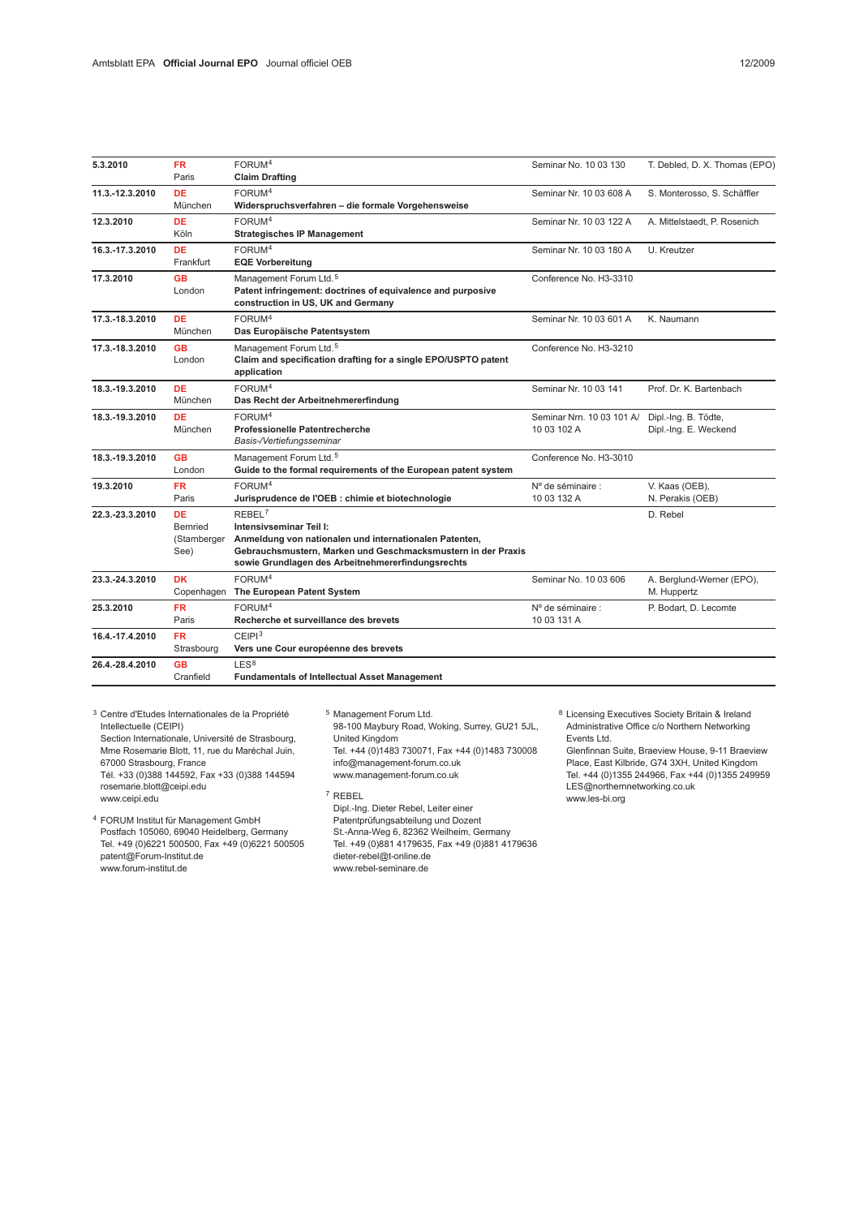| | | | | |
|---|---|---|---|---|
| **5.3.2010** | **FR** Paris | FORUM[4] **Claim Drafting** | Seminar No. 10 03 130 | T. Debled, D. X. Thomas (EPO) |
| **11.3.-12.3.2010** | **DE** München | FORUM[4] **Widerspruchsverfahren – die formale Vorgehensweise** | Seminar Nr. 10 03 608 A | S. Monterosso, S. Schäffler |
| **12.3.2010** | **DE** Köln | FORUM[4] **Strategisches IP Management** | Seminar Nr. 10 03 122 A | A. Mittelstaedt, P. Rosenich |
| **16.3.-17.3.2010** | **DE** Frankfurt | FORUM[4] **EQE Vorbereitung** | Seminar Nr. 10 03 180 A | U. Kreutzer |
| **17.3.2010** | **GB** London | Management Forum Ltd.[5] **Patent infringement: doctrines of equivalence and purposive construction in US, UK and Germany** | Conference No. H3-3310 | |
| **17.3.-18.3.2010** | **DE** München | FORUM[4] **Das Europäische Patentsystem** | Seminar Nr. 10 03 601 A | K. Naumann |
| **17.3.-18.3.2010** | **GB** London | Management Forum Ltd.[5] **Claim and specification drafting for a single EPO/USPTO patent application** | Conference No. H3-3210 | |
| **18.3.-19.3.2010** | **DE** München | FORUM[4] **Das Recht der Arbeitnehmererfindung** | Seminar Nr. 10 03 141 | Prof. Dr. K. Bartenbach |
| **18.3.-19.3.2010** | **DE** München | FORUM[4] **Professionelle Patentrecherche** *Basis-/Vertiefungsseminar* | Seminar Nrn. 10 03 101 A/ 10 03 102 A | Dipl.-Ing. B. Tödte, Dipl.-Ing. E. Weckend |
| **18.3.-19.3.2010** | **GB** London | Management Forum Ltd.[5] **Guide to the formal requirements of the European patent system** | Conference No. H3-3010 | |
| **19.3.2010** | **FR** Paris | FORUM[4] **Jurisprudence de l'OEB : chimie et biotechnologie** | N° de séminaire : 10 03 132 A | V. Kaas (OEB), N. Perakis (OEB) |
| **22.3.-23.3.2010** | **DE** Bernried (Starnberger See) | REBEL[7] **Intensivseminar Teil I: Anmeldung von nationalen und internationalen Patenten, Gebrauchsmustern, Marken und Geschmacksmustern in der Praxis sowie Grundlagen des Arbeitnehmererfindungsrechts** | | D. Rebel |
| **23.3.-24.3.2010** | **DK** Copenhagen | FORUM[4] **The European Patent System** | Seminar No. 10 03 606 | A. Berglund-Werner (EPO), M. Huppertz |
| **25.3.2010** | **FR** Paris | FORUM[4] **Recherche et surveillance des brevets** | N° de séminaire : 10 03 131 A | P. Bodart, D. Lecomte |
| **16.4.-17.4.2010** | **FR** Strasbourg | CEIPI[3] **Vers une Cour européenne des brevets** | | |
| **26.4.-28.4.2010** | **GB** Cranfield | LES[8] **Fundamentals of Intellectual Asset Management** | | |

[3] Centre d'Etudes Internationales de la Propriété Intellectuelle (CEIPI)
Section Internationale, Université de Strasbourg, Mme Rosemarie Blott, 11, rue du Maréchal Juin, 67000 Strasbourg, France
Tél. +33 (0)388 144592, Fax +33 (0)388 144594
rosemarie.blott@ceipi.edu
www.ceipi.edu

[4] FORUM Institut für Management GmbH
Postfach 105060, 69040 Heidelberg, Germany
Tel. +49 (0)6221 500500, Fax +49 (0)6221 500505
patent@Forum-Institut.de
www.forum-institut.de

[5] Management Forum Ltd.
98-100 Maybury Road, Woking, Surrey, GU21 5JL, United Kingdom
Tel. +44 (0)1483 730071, Fax +44 (0)1483 730008
info@management-forum.co.uk
www.management-forum.co.uk

[7] REBEL
Dipl.-Ing. Dieter Rebel, Leiter einer Patentprüfungsabteilung und Dozent
St.-Anna-Weg 6, 82362 Weilheim, Germany
Tel. +49 (0)881 4179635, Fax +49 (0)881 4179636
dieter-rebel@t-online.de
www.rebel-seminare.de

[8] Licensing Executives Society Britain & Ireland
Administrative Office c/o Northern Networking Events Ltd.
Glenfinnan Suite, Braeview House, 9-11 Braeview Place, East Kilbride, G74 3XH, United Kingdom
Tel. +44 (0)1355 244966, Fax +44 (0)1355 249959
LES@northernnetworking.co.uk
www.les-bi.org